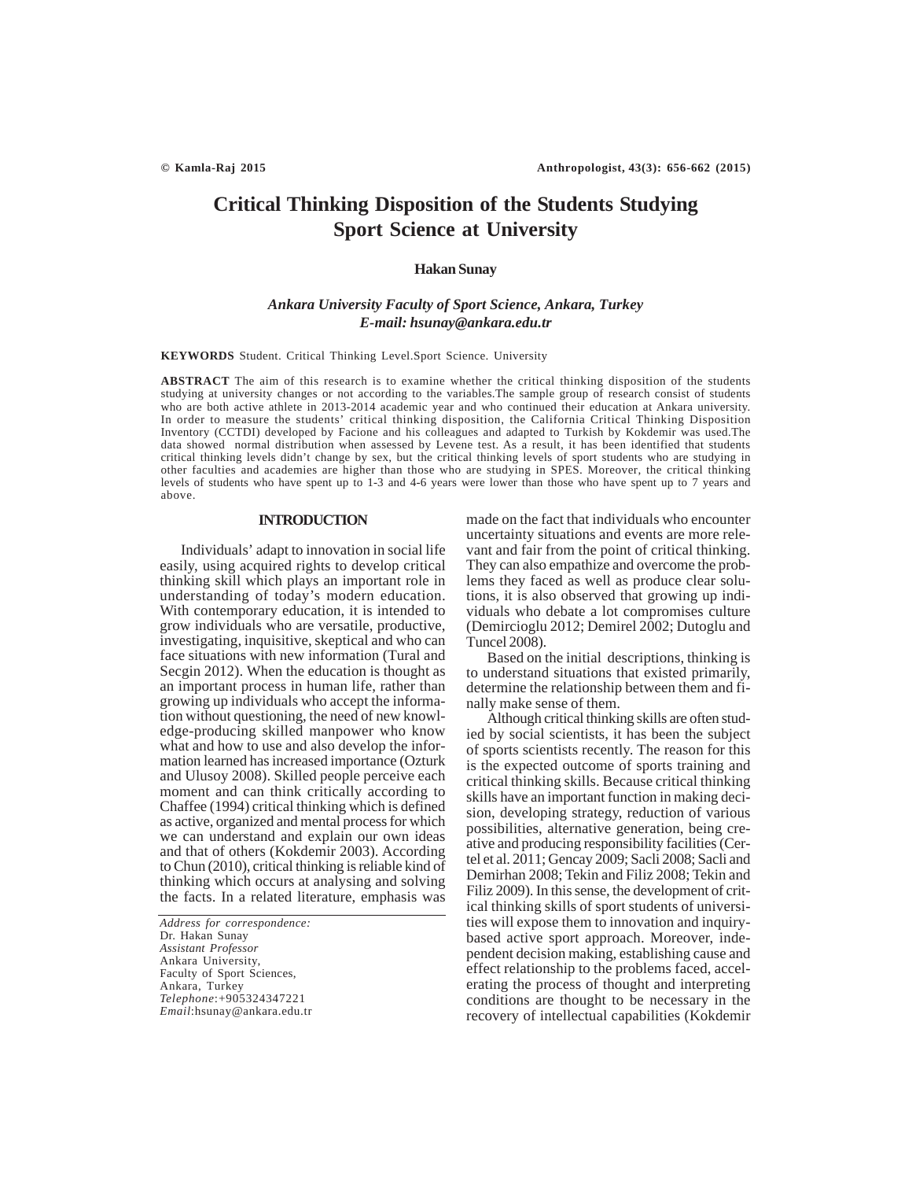# Critical Thinking Disposition of the Students Studying Sport Science at University

**Hakan Sunay**

*Ankara University Faculty of Sport Science, Ankara, Turkey*
*E-mail: hsunay@ankara.edu.tr*

**KEYWORDS** Student. Critical Thinking Level.Sport Science. University

**ABSTRACT** The aim of this research is to examine whether the critical thinking disposition of the students studying at university changes or not according to the variables.The sample group of research consist of students who are both active athlete in 2013-2014 academic year and who continued their education at Ankara university. In order to measure the students' critical thinking disposition, the California Critical Thinking Disposition Inventory (CCTDI) developed by Facione and his colleagues and adapted to Turkish by Kokdemir was used.The data showed normal distribution when assessed by Levene test. As a result, it has been identified that students critical thinking levels didn't change by sex, but the critical thinking levels of sport students who are studying in other faculties and academies are higher than those who are studying in SPES. Moreover, the critical thinking levels of students who have spent up to 1-3 and 4-6 years were lower than those who have spent up to 7 years and above.

## INTRODUCTION

Individuals' adapt to innovation in social life easily, using acquired rights to develop critical thinking skill which plays an important role in understanding of today's modern education. With contemporary education, it is intended to grow individuals who are versatile, productive, investigating, inquisitive, skeptical and who can face situations with new information (Tural and Secgin 2012). When the education is thought as an important process in human life, rather than growing up individuals who accept the information without questioning, the need of new knowledge-producing skilled manpower who know what and how to use and also develop the information learned has increased importance (Ozturk and Ulusoy 2008). Skilled people perceive each moment and can think critically according to Chaffee (1994) critical thinking which is defined as active, organized and mental process for which we can understand and explain our own ideas and that of others (Kokdemir 2003). According to Chun (2010), critical thinking is reliable kind of thinking which occurs at analysing and solving the facts. In a related literature, emphasis was made on the fact that individuals who encounter uncertainty situations and events are more relevant and fair from the point of critical thinking. They can also empathize and overcome the problems they faced as well as produce clear solutions, it is also observed that growing up individuals who debate a lot compromises culture (Demircioglu 2012; Demirel 2002; Dutoglu and Tuncel 2008).

Based on the initial descriptions, thinking is to understand situations that existed primarily, determine the relationship between them and finally make sense of them.

Although critical thinking skills are often studied by social scientists, it has been the subject of sports scientists recently. The reason for this is the expected outcome of sports training and critical thinking skills. Because critical thinking skills have an important function in making decision, developing strategy, reduction of various possibilities, alternative generation, being creative and producing responsibility facilities (Certel et al. 2011; Gencay 2009; Sacli 2008; Sacli and Demirhan 2008; Tekin and Filiz 2008; Tekin and Filiz 2009). In this sense, the development of critical thinking skills of sport students of universities will expose them to innovation and inquiry-based active sport approach. Moreover, independent decision making, establishing cause and effect relationship to the problems faced, accelerating the process of thought and interpreting conditions are thought to be necessary in the recovery of intellectual capabilities (Kokdemir

*Address for correspondence:*
Dr. Hakan Sunay
*Assistant Professor*
Ankara University,
Faculty of Sport Sciences,
Ankara, Turkey
*Telephone*:+905324347221
*Email*:hsunay@ankara.edu.tr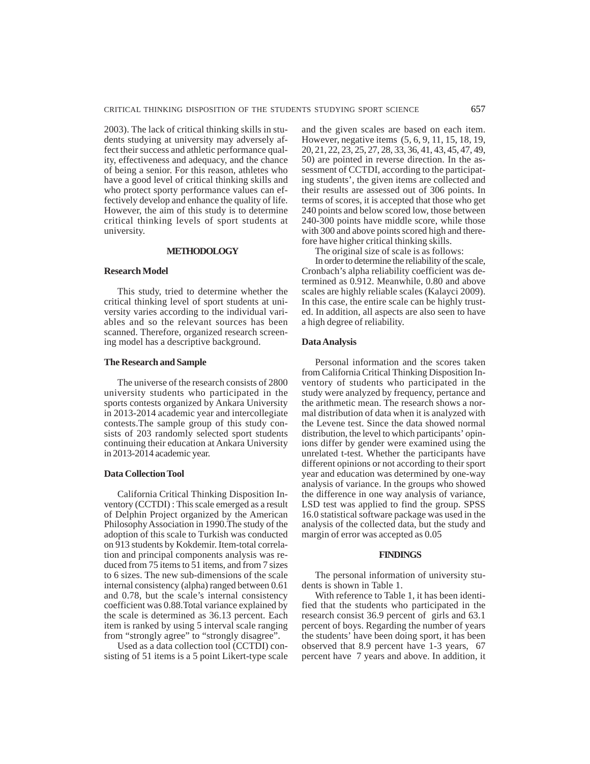2003). The lack of critical thinking skills in students studying at university may adversely affect their success and athletic performance quality, effectiveness and adequacy, and the chance of being a senior. For this reason, athletes who have a good level of critical thinking skills and who protect sporty performance values can effectively develop and enhance the quality of life. However, the aim of this study is to determine critical thinking levels of sport students at university.

## METHODOLOGY

### Research Model

This study, tried to determine whether the critical thinking level of sport students at university varies according to the individual variables and so the relevant sources has been scanned. Therefore, organized research screening model has a descriptive background.

### The Research and Sample

The universe of the research consists of 2800 university students who participated in the sports contests organized by Ankara University in 2013-2014 academic year and intercollegiate contests.The sample group of this study consists of 203 randomly selected sport students continuing their education at Ankara University in 2013-2014 academic year.

### Data Collection Tool

California Critical Thinking Disposition Inventory (CCTDI) : This scale emerged as a result of Delphin Project organized by the American Philosophy Association in 1990.The study of the adoption of this scale to Turkish was conducted on 913 students by Kokdemir. Item-total correlation and principal components analysis was reduced from 75 items to 51 items, and from 7 sizes to 6 sizes. The new sub-dimensions of the scale internal consistency (alpha) ranged between 0.61 and 0.78, but the scale's internal consistency coefficient was 0.88.Total variance explained by the scale is determined as 36.13 percent. Each item is ranked by using 5 interval scale ranging from "strongly agree" to "strongly disagree".

Used as a data collection tool (CCTDI) consisting of 51 items is a 5 point Likert-type scale and the given scales are based on each item. However, negative items (5, 6, 9, 11, 15, 18, 19, 20, 21, 22, 23, 25, 27, 28, 33, 36, 41, 43, 45, 47, 49, 50) are pointed in reverse direction. In the assessment of CCTDI, according to the participating students', the given items are collected and their results are assessed out of 306 points. In terms of scores, it is accepted that those who get 240 points and below scored low, those between 240-300 points have middle score, while those with 300 and above points scored high and therefore have higher critical thinking skills.

The original size of scale is as follows:

In order to determine the reliability of the scale, Cronbach's alpha reliability coefficient was determined as 0.912. Meanwhile, 0.80 and above scales are highly reliable scales (Kalayci 2009). In this case, the entire scale can be highly trusted. In addition, all aspects are also seen to have a high degree of reliability.

### Data Analysis

Personal information and the scores taken from California Critical Thinking Disposition Inventory of students who participated in the study were analyzed by frequency, pertance and the arithmetic mean. The research shows a normal distribution of data when it is analyzed with the Levene test. Since the data showed normal distribution, the level to which participants' opinions differ by gender were examined using the unrelated t-test. Whether the participants have different opinions or not according to their sport year and education was determined by one-way analysis of variance. In the groups who showed the difference in one way analysis of variance, LSD test was applied to find the group. SPSS 16.0 statistical software package was used in the analysis of the collected data, but the study and margin of error was accepted as 0.05

## FINDINGS

The personal information of university students is shown in Table 1.

With reference to Table 1, it has been identified that the students who participated in the research consist 36.9 percent of girls and 63.1 percent of boys. Regarding the number of years the students' have been doing sport, it has been observed that 8.9 percent have 1-3 years, 67 percent have 7 years and above. In addition, it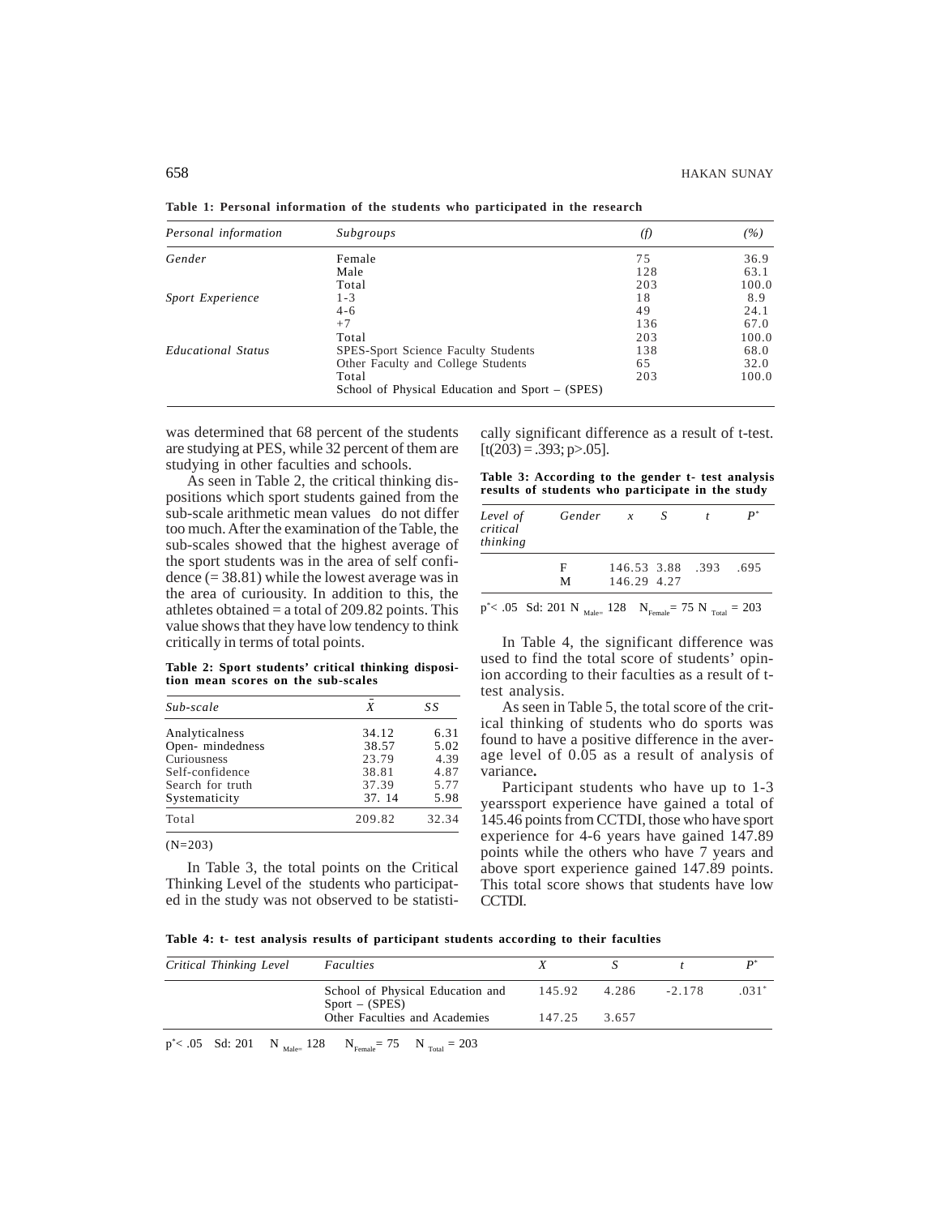**Table 1: Personal information of the students who participated in the research**

| *Personal information* | *Subgroups* | *(f)* | *(%)* |
|---|---|---|---|
| *Gender* | Female | 75 | 36.9 |
| | Male | 128 | 63.1 |
| | Total | 203 | 100.0 |
| *Sport Experience* | 1-3 | 18 | 8.9 |
| | 4-6 | 49 | 24.1 |
| | +7 | 136 | 67.0 |
| | Total | 203 | 100.0 |
| *Educational Status* | SPES-Sport Science Faculty Students | 138 | 68.0 |
| | Other Faculty and College Students | 65 | 32.0 |
| | Total | 203 | 100.0 |
| | School of Physical Education and Sport – (SPES) | | |

was determined that 68 percent of the students are studying at PES, while 32 percent of them are studying in other faculties and schools.

As seen in Table 2, the critical thinking dispositions which sport students gained from the sub-scale arithmetic mean values do not differ too much. After the examination of the Table, the sub-scales showed that the highest average of the sport students was in the area of self confidence (= 38.81) while the lowest average was in the area of curiousity. In addition to this, the athletes obtained = a total of 209.82 points. This value shows that they have low tendency to think critically in terms of total points.

**Table 2: Sport students' critical thinking disposition mean scores on the sub-scales**

| *Sub-scale* | $\bar{X}$ | *SS* |
|---|---|---|
| Analyticalness | 34.12 | 6.31 |
| Open- mindedness | 38.57 | 5.02 |
| Curiousness | 23.79 | 4.39 |
| Self-confidence | 38.81 | 4.87 |
| Search for truth | 37.39 | 5.77 |
| Systematicity | 37. 14 | 5.98 |
| Total | 209.82 | 32.34 |

(N=203)

In Table 3, the total points on the Critical Thinking Level of the students who participated in the study was not observed to be statistically significant difference as a result of t-test. [t(203) = .393; p>.05].

**Table 3: According to the gender t- test analysis results of students who participate in the study**

| *Level of critical thinking* | *Gender* | *x* | *S* | *t* | $P^*$ |
|---|---|---|---|---|---|
| | F | 146.53 | 3.88 | .393 | .695 |
| | M | 146.29 | 4.27 | | |

$p^* < .05$ Sd: 201 $N_{Male=}$ 128 $N_{Female}$= 75 $N_{Total}$ = 203

In Table 4, the significant difference was used to find the total score of students' opinion according to their faculties as a result of t-test analysis.

As seen in Table 5, the total score of the critical thinking of students who do sports was found to have a positive difference in the average level of 0.05 as a result of analysis of variance**.**

Participant students who have up to 1-3 yearssport experience have gained a total of 145.46 points from CCTDI, those who have sport experience for 4-6 years have gained 147.89 points while the others who have 7 years and above sport experience gained 147.89 points. This total score shows that students have low CCTDI.

**Table 4: t- test analysis results of participant students according to their faculties**

| *Critical Thinking Level* | *Faculties* | *X* | *S* | *t* | $P^*$ |
|---|---|---|---|---|---|
| | School of Physical Education and Sport – (SPES) | 145.92 | 4.286 | -2.178 | $.031^*$ |
| | Other Faculties and Academies | 147.25 | 3.657 | | |

$p^* < .05$ Sd: 201 $N_{Male=}$ 128 $N_{Female}$= 75 $N_{Total}$ = 203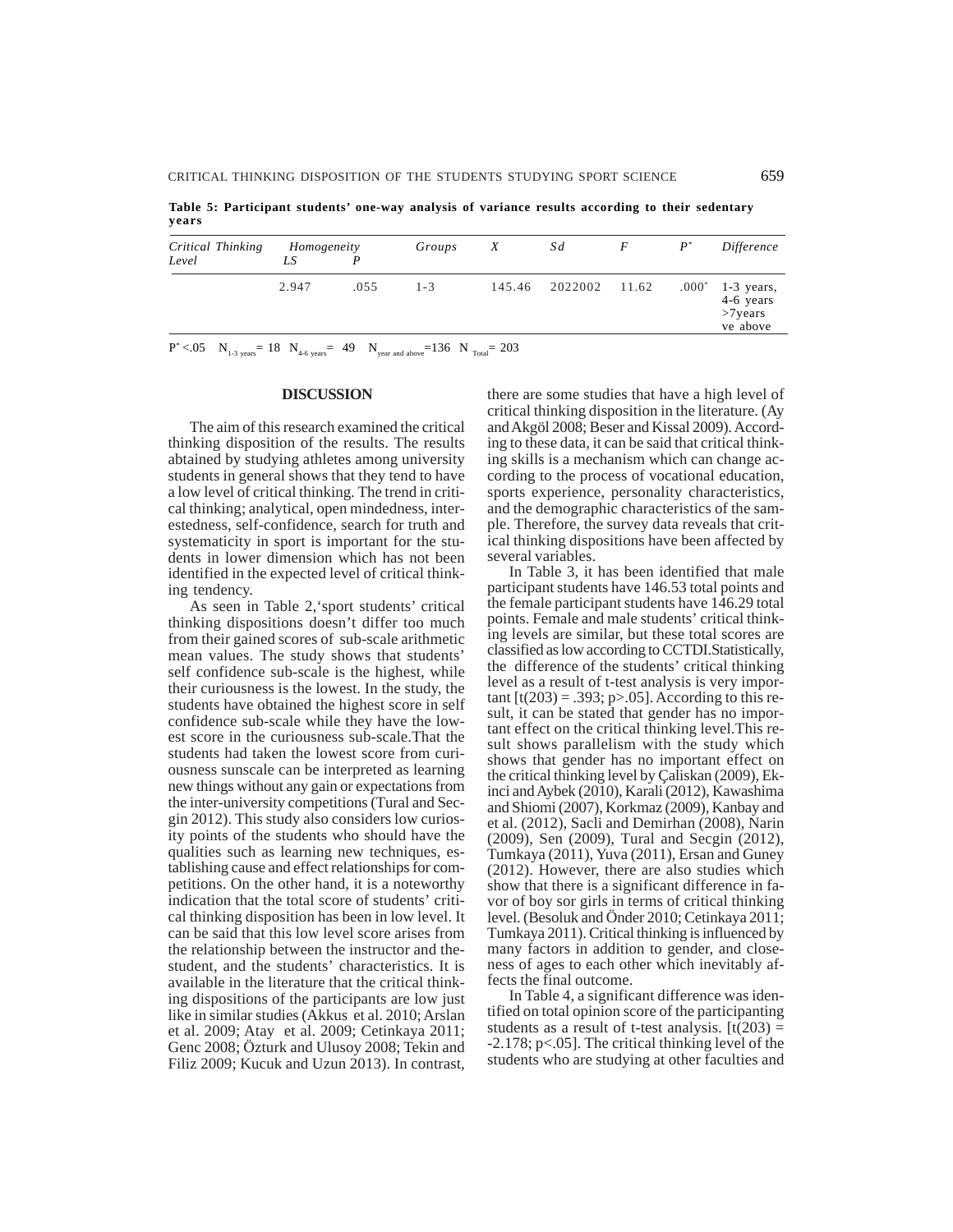**Table 5: Participant students' one-way analysis of variance results according to their sedentary years**

| *Critical Thinking Level* | *Homogeneity* | | *Groups* | *X* | *Sd* | *F* | *P\** | *Difference* |
|---|---|---|---|---|---|---|---|---|
| | *LS* | *P* | | | | | | |
| | 2.947 | .055 | 1-3 | 145.46 | 2022002 | 11.62 | .000* | 1-3 years, 4-6 years >7years ve above |

$P^* < .05$ $N_{1\text{-}3\ years} = 18$ $N_{4\text{-}6\ years} = 49$ $N_{year\ and\ above} = 136$ $N_{Total} = 203$

## DISCUSSION

The aim of this research examined the critical thinking disposition of the results. The results abtained by studying athletes among university students in general shows that they tend to have a low level of critical thinking. The trend in critical thinking; analytical, open mindedness, interestedness, self-confidence, search for truth and systematicity in sport is important for the students in lower dimension which has not been identified in the expected level of critical thinking tendency.

As seen in Table 2,'sport students' critical thinking dispositions doesn't differ too much from their gained scores of sub-scale arithmetic mean values. The study shows that students' self confidence sub-scale is the highest, while their curiousness is the lowest. In the study, the students have obtained the highest score in self confidence sub-scale while they have the lowest score in the curiousness sub-scale.That the students had taken the lowest score from curiousness sunscale can be interpreted as learning new things without any gain or expectations from the inter-university competitions (Tural and Secgin 2012). This study also considers low curiosity points of the students who should have the qualities such as learning new techniques, establishing cause and effect relationships for competitions. On the other hand, it is a noteworthy indication that the total score of students' critical thinking disposition has been in low level. It can be said that this low level score arises from the relationship between the instructor and thestudent, and the students' characteristics. It is available in the literature that the critical thinking dispositions of the participants are low just like in similar studies (Akkus et al. 2010; Arslan et al. 2009; Atay et al. 2009; Cetinkaya 2011; Genc 2008; Özturk and Ulusoy 2008; Tekin and Filiz 2009; Kucuk and Uzun 2013). In contrast, there are some studies that have a high level of critical thinking disposition in the literature. (Ay and Akgöl 2008; Beser and Kissal 2009). According to these data, it can be said that critical thinking skills is a mechanism which can change according to the process of vocational education, sports experience, personality characteristics, and the demographic characteristics of the sample. Therefore, the survey data reveals that critical thinking dispositions have been affected by several variables.

In Table 3, it has been identified that male participant students have 146.53 total points and the female participant students have 146.29 total points. Female and male students' critical thinking levels are similar, but these total scores are classified as low according to CCTDI.Statistically, the difference of the students' critical thinking level as a result of t-test analysis is very important [$t(203) = .393$; $p>.05$]. According to this result, it can be stated that gender has no important effect on the critical thinking level.This result shows parallelism with the study which shows that gender has no important effect on the critical thinking level by Çaliskan (2009), Ekinci and Aybek (2010), Karali (2012), Kawashima and Shiomi (2007), Korkmaz (2009), Kanbay and et al. (2012), Sacli and Demirhan (2008), Narin (2009), Sen (2009), Tural and Secgin (2012), Tumkaya (2011), Yuva (2011), Ersan and Guney (2012). However, there are also studies which show that there is a significant difference in favor of boy sor girls in terms of critical thinking level. (Besoluk and Önder 2010; Cetinkaya 2011; Tumkaya 2011). Critical thinking is influenced by many factors in addition to gender, and closeness of ages to each other which inevitably affects the final outcome.

In Table 4, a significant difference was identified on total opinion score of the participanting students as a result of t-test analysis. [$t(203) = -2.178$; $p<.05$]. The critical thinking level of the students who are studying at other faculties and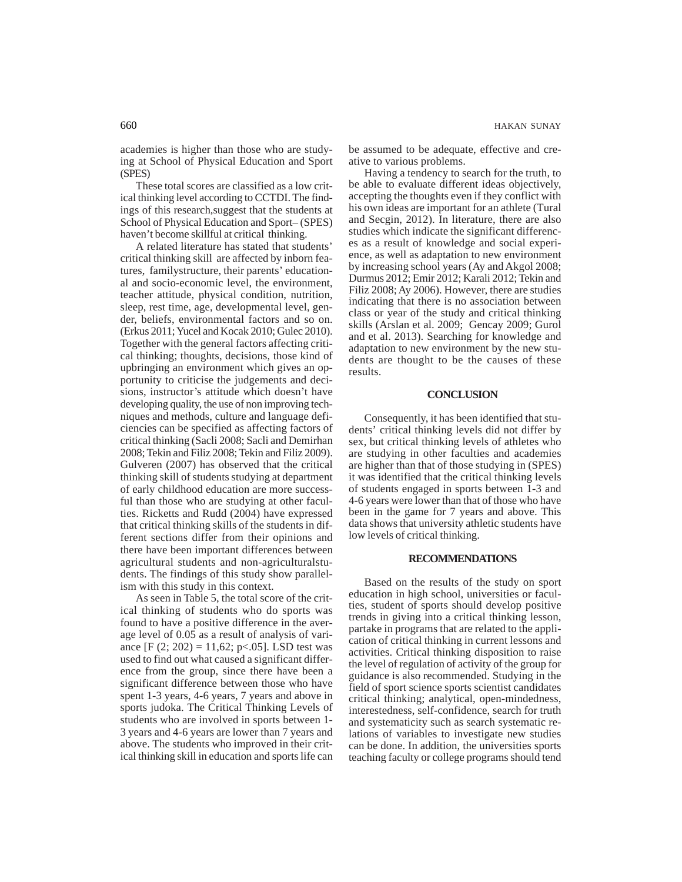academies is higher than those who are studying at School of Physical Education and Sport (SPES)

These total scores are classified as a low critical thinking level according to CCTDI. The findings of this research,suggest that the students at School of Physical Education and Sport– (SPES) haven't become skillful at critical thinking.

A related literature has stated that students' critical thinking skill are affected by inborn features, familystructure, their parents' educational and socio-economic level, the environment, teacher attitude, physical condition, nutrition, sleep, rest time, age, developmental level, gender, beliefs, environmental factors and so on. (Erkus 2011; Yucel and Kocak 2010; Gulec 2010). Together with the general factors affecting critical thinking; thoughts, decisions, those kind of upbringing an environment which gives an opportunity to criticise the judgements and decisions, instructor's attitude which doesn't have developing quality, the use of non improving techniques and methods, culture and language deficiencies can be specified as affecting factors of critical thinking (Sacli 2008; Sacli and Demirhan 2008; Tekin and Filiz 2008; Tekin and Filiz 2009). Gulveren (2007) has observed that the critical thinking skill of students studying at department of early childhood education are more successful than those who are studying at other faculties. Ricketts and Rudd (2004) have expressed that critical thinking skills of the students in different sections differ from their opinions and there have been important differences between agricultural students and non-agriculturalstudents. The findings of this study show parallelism with this study in this context.

As seen in Table 5, the total score of the critical thinking of students who do sports was found to have a positive difference in the average level of 0.05 as a result of analysis of variance [F (2; 202) = 11,62; p<.05]. LSD test was used to find out what caused a significant difference from the group, since there have been a significant difference between those who have spent 1-3 years, 4-6 years, 7 years and above in sports judoka. The Critical Thinking Levels of students who are involved in sports between 1-3 years and 4-6 years are lower than 7 years and above. The students who improved in their critical thinking skill in education and sports life can be assumed to be adequate, effective and creative to various problems.

Having a tendency to search for the truth, to be able to evaluate different ideas objectively, accepting the thoughts even if they conflict with his own ideas are important for an athlete (Tural and Secgin, 2012). In literature, there are also studies which indicate the significant differences as a result of knowledge and social experience, as well as adaptation to new environment by increasing school years (Ay and Akgol 2008; Durmus 2012; Emir 2012; Karali 2012; Tekin and Filiz 2008; Ay 2006). However, there are studies indicating that there is no association between class or year of the study and critical thinking skills (Arslan et al. 2009; Gencay 2009; Gurol and et al. 2013). Searching for knowledge and adaptation to new environment by the new students are thought to be the causes of these results.

## CONCLUSION

Consequently, it has been identified that students' critical thinking levels did not differ by sex, but critical thinking levels of athletes who are studying in other faculties and academies are higher than that of those studying in (SPES) it was identified that the critical thinking levels of students engaged in sports between 1-3 and 4-6 years were lower than that of those who have been in the game for 7 years and above. This data shows that university athletic students have low levels of critical thinking.

## RECOMMENDATIONS

Based on the results of the study on sport education in high school, universities or faculties, student of sports should develop positive trends in giving into a critical thinking lesson, partake in programs that are related to the application of critical thinking in current lessons and activities. Critical thinking disposition to raise the level of regulation of activity of the group for guidance is also recommended. Studying in the field of sport science sports scientist candidates critical thinking; analytical, open-mindedness, interestedness, self-confidence, search for truth and systematicity such as search systematic relations of variables to investigate new studies can be done. In addition, the universities sports teaching faculty or college programs should tend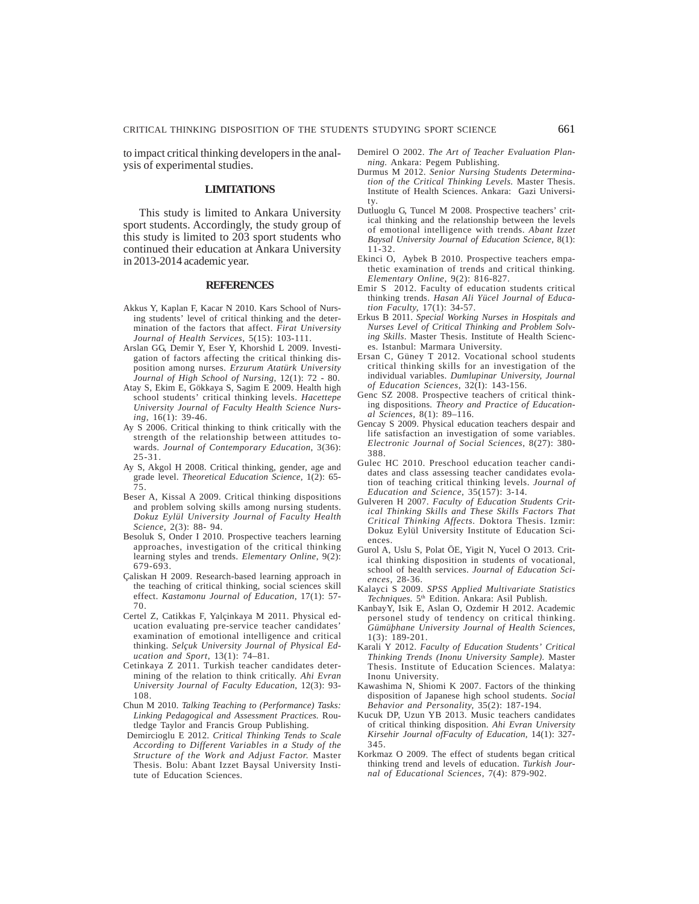to impact critical thinking developers in the analysis of experimental studies.

## LIMITATIONS

This study is limited to Ankara University sport students. Accordingly, the study group of this study is limited to 203 sport students who continued their education at Ankara University in 2013-2014 academic year.

## REFERENCES

Akkus Y, Kaplan F, Kacar N 2010. Kars School of Nursing students' level of critical thinking and the determination of the factors that affect. *Firat University Journal of Health Services*, 5(15): 103-111.

Arslan GG, Demir Y, Eser Y, Khorshid L 2009. Investigation of factors affecting the critical thinking disposition among nurses. *Erzurum Atatürk University Journal of High School of Nursing*, 12(1): 72 - 80.

Atay S, Ekim E, Gökkaya S, Sagim E 2009. Health high school students' critical thinking levels. *Hacettepe University Journal of Faculty Health Science Nursing*, 16(1): 39-46.

Ay S 2006. Critical thinking to think critically with the strength of the relationship between attitudes towards. *Journal of Contemporary Education*, 3(36): 25-31.

Ay S, Akgol H 2008. Critical thinking, gender, age and grade level. *Theoretical Education Science*, 1(2): 65-75.

Beser A, Kissal A 2009. Critical thinking dispositions and problem solving skills among nursing students. *Dokuz Eylül University Journal of Faculty Health Science*, 2(3): 88- 94.

Besoluk S, Onder I 2010. Prospective teachers learning approaches, investigation of the critical thinking learning styles and trends. *Elementary Online*, 9(2): 679-693.

Çaliskan H 2009. Research-based learning approach in the teaching of critical thinking, social sciences skill effect. *Kastamonu Journal of Education*, 17(1): 57-70.

Certel Z, Catikkas F, Yalçinkaya M 2011. Physical education evaluating pre-service teacher candidates' examination of emotional intelligence and critical thinking. *Selçuk University Journal of Physical Education and Sport*, 13(1): 74–81.

Cetinkaya Z 2011. Turkish teacher candidates determining of the relation to think critically. *Ahi Evran University Journal of Faculty Education*, 12(3): 93-108.

Chun M 2010. *Talking Teaching to (Performance) Tasks: Linking Pedagogical and Assessment Practices.* Routledge Taylor and Francis Group Publishing.

Demircioglu E 2012. *Critical Thinking Tends to Scale According to Different Variables in a Study of the Structure of the Work and Adjust Factor.* Master Thesis. Bolu: Abant Izzet Baysal University Institute of Education Sciences.

Demirel O 2002. *The Art of Teacher Evaluation Planning.* Ankara: Pegem Publishing.

Durmus M 2012. *Senior Nursing Students Determination of the Critical Thinking Levels.* Master Thesis. Institute of Health Sciences. Ankara: Gazi University.

Dutluoglu G, Tuncel M 2008. Prospective teachers' critical thinking and the relationship between the levels of emotional intelligence with trends. *Abant Izzet Baysal University Journal of Education Science*, 8(1): 11-32.

Ekinci O, Aybek B 2010. Prospective teachers empathetic examination of trends and critical thinking. *Elementary Online*, 9(2): 816-827.

Emir S 2012. Faculty of education students critical thinking trends. *Hasan Ali Yücel Journal of Education Faculty*, 17(1): 34-57.

Erkus B 2011. *Special Working Nurses in Hospitals and Nurses Level of Critical Thinking and Problem Solving Skills*. Master Thesis. Institute of Health Sciences. Istanbul: Marmara University.

Ersan C, Güney T 2012. Vocational school students critical thinking skills for an investigation of the individual variables. *Dumlupinar University, Journal of Education Sciences*, 32(I): 143-156.

Genc SZ 2008. Prospective teachers of critical thinking dispositions. *Theory and Practice of Educational Sciences*, 8(1): 89–116.

Gencay S 2009. Physical education teachers despair and life satisfaction an investigation of some variables. *Electronic Journal of Social Sciences*, 8(27): 380-388.

Gulec HC 2010. Preschool education teacher candidates and class assessing teacher candidates evolation of teaching critical thinking levels. *Journal of Education and Science*, 35(157): 3-14.

Gulveren H 2007. *Faculty of Education Students Critical Thinking Skills and These Skills Factors That Critical Thinking Affects.* Doktora Thesis. Izmir: Dokuz Eylül University Institute of Education Sciences.

Gurol A, Uslu S, Polat ÖE, Yigit N, Yucel O 2013. Critical thinking disposition in students of vocational, school of health services. *Journal of Education Sciences*, 28-36.

Kalayci S 2009. *SPSS Applied Multivariate Statistics Techniques.* 5th Edition. Ankara: Asil Publish.

KanbayY, Isik E, Aslan O, Ozdemir H 2012. Academic personel study of tendency on critical thinking. *Gümüþhane University Journal of Health Sciences*, 1(3): 189-201.

Karali Y 2012. *Faculty of Education Students' Critical Thinking Trends (Inonu University Sample).* Master Thesis. Institute of Education Sciences. Malatya: Inonu University.

Kawashima N, Shiomi K 2007. Factors of the thinking disposition of Japanese high school students. *Social Behavior and Personality*, 35(2): 187-194.

Kucuk DP, Uzun YB 2013. Music teachers candidates of critical thinking disposition. *Ahi Evran University Kirsehir Journal ofFaculty of Education*, 14(1): 327-345.

Korkmaz O 2009. The effect of students began critical thinking trend and levels of education. *Turkish Journal of Educational Sciences*, 7(4): 879-902.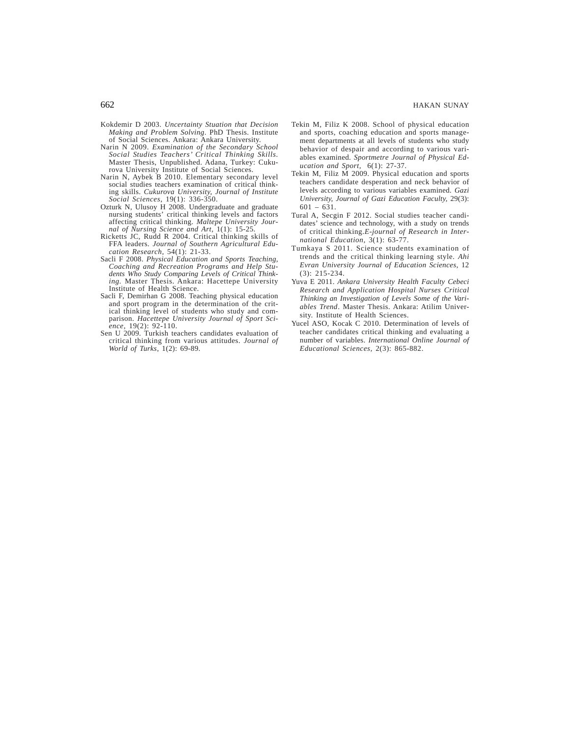Kokdemir D 2003. *Uncertainty Stuation that Decision Making and Problem Solving*. PhD Thesis. Institute of Social Sciences. Ankara: Ankara University.

Narin N 2009. *Examination of the Secondary School Social Studies Teachers' Critical Thinking Skills*. Master Thesis, Unpublished. Adana, Turkey: Cukurova University Institute of Social Sciences.

Narin N, Aybek B 2010. Elementary secondary level social studies teachers examination of critical thinking skills. *Cukurova University, Journal of Institute Social Sciences*, 19(1): 336-350.

Ozturk N, Ulusoy H 2008. Undergraduate and graduate nursing students' critical thinking levels and factors affecting critical thinking. *Maltepe University Journal of Nursing Science and Art*, 1(1): 15-25.

Ricketts JC, Rudd R 2004. Critical thinking skills of FFA leaders. *Journal of Southern Agricultural Education Research*, 54(1): 21-33.

Sacli F 2008. *Physical Education and Sports Teaching, Coaching and Recreation Programs and Help Students Who Study Comparing Levels of Critical Thinking*. Master Thesis. Ankara: Hacettepe University Institute of Health Science.

Sacli F, Demirhan G 2008. Teaching physical education and sport program in the determination of the critical thinking level of students who study and comparison. *Hacettepe University Journal of Sport Science*, 19(2): 92-110.

Sen U 2009. Turkish teachers candidates evaluation of critical thinking from various attitudes. *Journal of World of Turks*, 1(2): 69-89.

Tekin M, Filiz K 2008. School of physical education and sports, coaching education and sports management departments at all levels of students who study behavior of despair and according to various variables examined. *Sportmetre Journal of Physical Education and Sport*, 6(1): 27-37.

Tekin M, Filiz M 2009. Physical education and sports teachers candidate desperation and neck behavior of levels according to various variables examined. *Gazi University, Journal of Gazi Education Faculty*, 29(3): 601 – 631.

Tural A, Secgin F 2012. Social studies teacher candidates' science and technology, with a study on trends of critical thinking.*E-journal of Research in International Education*, 3(1): 63-77.

Tumkaya S 2011. Science students examination of trends and the critical thinking learning style. *Ahi Evran University Journal of Education Sciences*, 12 (3): 215-234.

Yuva E 2011. *Ankara University Health Faculty Cebeci Research and Application Hospital Nurses Critical Thinking an Investigation of Levels Some of the Variables Trend*. Master Thesis. Ankara: Atilim University. Institute of Health Sciences.

Yucel ASO, Kocak C 2010. Determination of levels of teacher candidates critical thinking and evaluating a number of variables. *International Online Journal of Educational Sciences*, 2(3): 865-882.